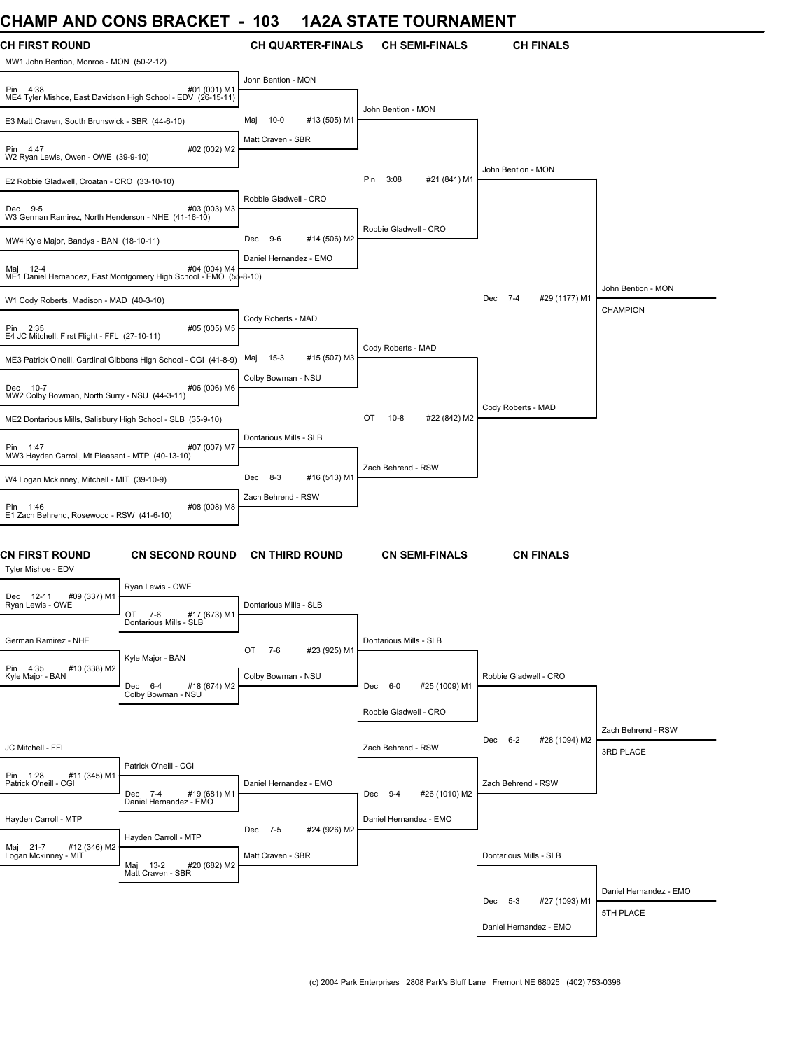# CHAMP AND CONS BRACKET - 103 1A2A STATE TOURNAMENT

## CH FIRST ROUND

MW1 John Bention, Monroe - MON (50-2-12)
Pin 4:38 #01 (001) M1
ME4 Tyler Mishoe, East Davidson High School - EDV (26-15-11)

E3 Matt Craven, South Brunswick - SBR (44-6-10)
Pin 4:47 #02 (002) M2
W2 Ryan Lewis, Owen - OWE (39-9-10)

E2 Robbie Gladwell, Croatan - CRO (33-10-10)
Dec 9-5 #03 (003) M3
W3 German Ramirez, North Henderson - NHE (41-16-10)

MW4 Kyle Major, Bandys - BAN (18-10-11)
Maj 12-4 #04 (004) M4
ME1 Daniel Hernandez, East Montgomery High School - EMO (55-8-10)

W1 Cody Roberts, Madison - MAD (40-3-10)
Pin 2:35 #05 (005) M5
E4 JC Mitchell, First Flight - FFL (27-10-11)

ME3 Patrick O'neill, Cardinal Gibbons High School - CGI (41-8-9)
Dec 10-7 #06 (006) M6
MW2 Colby Bowman, North Surry - NSU (44-3-11)

ME2 Dontarious Mills, Salisbury High School - SLB (35-9-10)
Pin 1:47 #07 (007) M7
MW3 Hayden Carroll, Mt Pleasant - MTP (40-13-10)

W4 Logan Mckinney, Mitchell - MIT (39-10-9)
Pin 1:46 #08 (008) M8
E1 Zach Behrend, Rosewood - RSW (41-6-10)

## CH QUARTER-FINALS

John Bention - MON
Maj 10-0 #13 (505) M1
Matt Craven - SBR

Robbie Gladwell - CRO
Dec 9-6 #14 (506) M2
Daniel Hernandez - EMO

Cody Roberts - MAD
Maj 15-3 #15 (507) M3
Colby Bowman - NSU

Dontarious Mills - SLB
Dec 8-3 #16 (513) M1
Zach Behrend - RSW

## CH SEMI-FINALS

John Bention - MON
Pin 3:08 #21 (841) M1
Robbie Gladwell - CRO

Cody Roberts - MAD
OT 10-8 #22 (842) M2
Zach Behrend - RSW

## CH FINALS

John Bention - MON
Dec 7-4 #29 (1177) M1
Cody Roberts - MAD

John Bention - MON
CHAMPION

## CN FIRST ROUND

Tyler Mishoe - EDV
Dec 12-11 #09 (337) M1
Ryan Lewis - OWE

German Ramirez - NHE
Pin 4:35 #10 (338) M2
Kyle Major - BAN

JC Mitchell - FFL
Pin 1:28 #11 (345) M1
Patrick O'neill - CGI

Hayden Carroll - MTP
Maj 21-7 #12 (346) M2
Logan Mckinney - MIT

## CN SECOND ROUND

Ryan Lewis - OWE
OT 7-6 #17 (673) M1
Dontarious Mills - SLB

Kyle Major - BAN
Dec 6-4 #18 (674) M2
Colby Bowman - NSU

Patrick O'neill - CGI
Dec 7-4 #19 (681) M1
Daniel Hernandez - EMO

Hayden Carroll - MTP
Maj 13-2 #20 (682) M2
Matt Craven - SBR

## CN THIRD ROUND

Dontarious Mills - SLB
OT 7-6 #23 (925) M1
Colby Bowman - NSU

Daniel Hernandez - EMO
Dec 7-5 #24 (926) M2
Matt Craven - SBR

## CN SEMI-FINALS

Dontarious Mills - SLB
Dec 6-0 #25 (1009) M1
Robbie Gladwell - CRO

Zach Behrend - RSW
Dec 9-4 #26 (1010) M2
Daniel Hernandez - EMO

## CN FINALS

Robbie Gladwell - CRO
Dec 6-2 #28 (1094) M2
Zach Behrend - RSW

Zach Behrend - RSW
3RD PLACE

Dontarious Mills - SLB
Dec 5-3 #27 (1093) M1
Daniel Hernandez - EMO

Daniel Hernandez - EMO
5TH PLACE

(c) 2004 Park Enterprises 2808 Park's Bluff Lane Fremont NE 68025 (402) 753-0396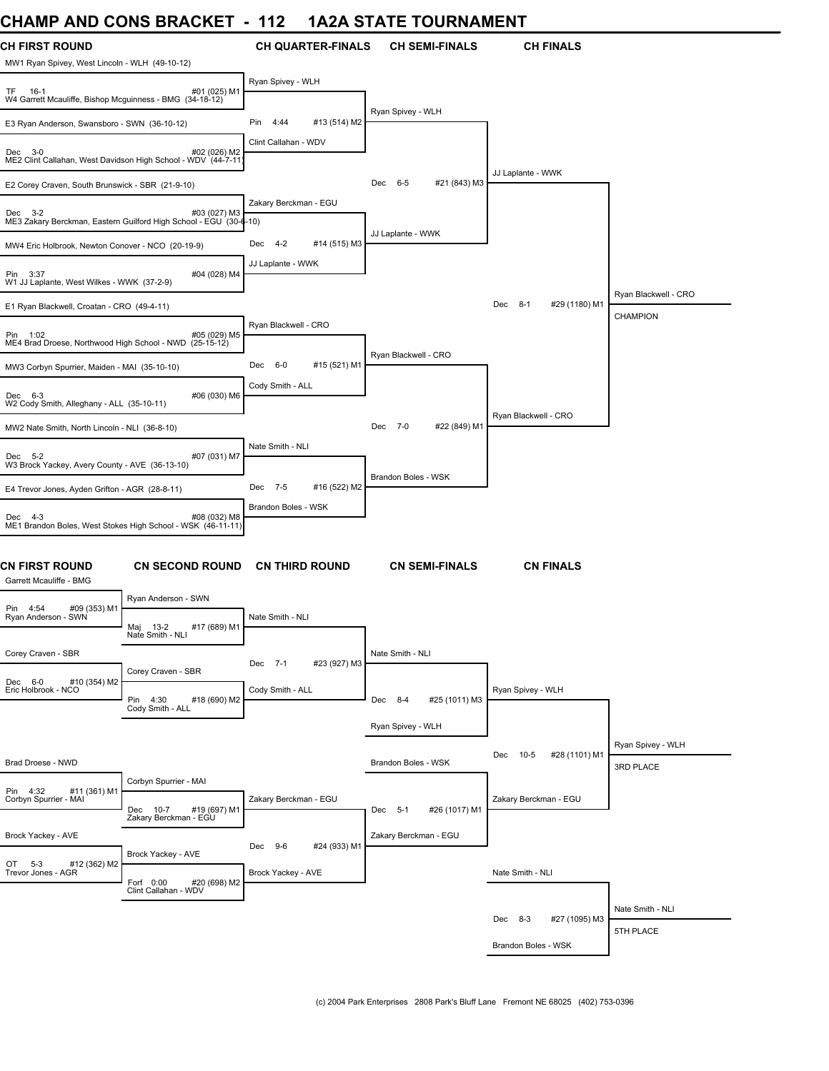# CHAMP AND CONS BRACKET - 112 1A2A STATE TOURNAMENT

## CH FIRST ROUND

| CH FIRST ROUND | CH QUARTER-FINALS | CH SEMI-FINALS | CH FINALS | |
|---|---|---|---|---|
| MW1 Ryan Spivey, West Lincoln - WLH (49-10-12) | Ryan Spivey - WLH | | | |
| TF 16-1 #01 (025) M1 | | Ryan Spivey - WLH | | |
| W4 Garrett Mcauliffe, Bishop Mcguinness - BMG (34-18-12) | | | | |
| E3 Ryan Anderson, Swansboro - SWN (36-10-12) | Pin 4:44 #13 (514) M2 | | | |
| Dec 3-0 #02 (026) M2 | Clint Callahan - WDV | | | |
| ME2 Clint Callahan, West Davidson High School - WDV (44-7-11) | | | JJ Laplante - WWK | |
| E2 Corey Craven, South Brunswick - SBR (21-9-10) | | Dec 6-5 #21 (843) M3 | | |
| Dec 3-2 #03 (027) M3 | Zakary Berckman - EGU | | | |
| ME3 Zakary Berckman, Eastern Guilford High School - EGU (30-6-10) | | JJ Laplante - WWK | | |
| MW4 Eric Holbrook, Newton Conover - NCO (20-19-9) | Dec 4-2 #14 (515) M3 | | | |
| Pin 3:37 #04 (028) M4 | JJ Laplante - WWK | | | |
| W1 JJ Laplante, West Wilkes - WWK (37-2-9) | | | | Ryan Blackwell - CRO |
| E1 Ryan Blackwell, Croatan - CRO (49-4-11) | | | Dec 8-1 #29 (1180) M1 | CHAMPION |
| Pin 1:02 #05 (029) M5 | Ryan Blackwell - CRO | | | |
| ME4 Brad Droese, Northwood High School - NWD (25-15-12) | | Ryan Blackwell - CRO | | |
| MW3 Corbyn Spurrier, Maiden - MAI (35-10-10) | Dec 6-0 #15 (521) M1 | | | |
| Dec 6-3 #06 (030) M6 | Cody Smith - ALL | | | |
| W2 Cody Smith, Alleghany - ALL (35-10-11) | | | Ryan Blackwell - CRO | |
| MW2 Nate Smith, North Lincoln - NLI (36-8-10) | | Dec 7-0 #22 (849) M1 | | |
| Dec 5-2 #07 (031) M7 | Nate Smith - NLI | | | |
| W3 Brock Yackey, Avery County - AVE (36-13-10) | | Brandon Boles - WSK | | |
| E4 Trevor Jones, Ayden Grifton - AGR (28-8-11) | Dec 7-5 #16 (522) M2 | | | |
| Dec 4-3 #08 (032) M8 | Brandon Boles - WSK | | | |
| ME1 Brandon Boles, West Stokes High School - WSK (46-11-11) | | | | |

## CN FIRST ROUND

| CN FIRST ROUND | CN SECOND ROUND | CN THIRD ROUND | CN SEMI-FINALS | CN FINALS | |
|---|---|---|---|---|---|
| Garrett Mcauliffe - BMG | Ryan Anderson - SWN | | | | |
| Pin 4:54 #09 (353) M1 | | Nate Smith - NLI | | | |
| Ryan Anderson - SWN | Maj 13-2 #17 (689) M1 | | | | |
| | Nate Smith - NLI | | | | |
| Corey Craven - SBR | | | Nate Smith - NLI | | |
| | Corey Craven - SBR | Dec 7-1 #23 (927) M3 | | | |
| Dec 6-0 #10 (354) M2 | | Cody Smith - ALL | | Ryan Spivey - WLH | |
| Eric Holbrook - NCO | Pin 4:30 #18 (690) M2 | | Dec 8-4 #25 (1011) M3 | | |
| | Cody Smith - ALL | | Ryan Spivey - WLH | | |
| | | | | | Ryan Spivey - WLH |
| Brad Droese - NWD | | | Brandon Boles - WSK | Dec 10-5 #28 (1101) M1 | 3RD PLACE |
| | Corbyn Spurrier - MAI | | | | |
| Pin 4:32 #11 (361) M1 | | Zakary Berckman - EGU | | Zakary Berckman - EGU | |
| Corbyn Spurrier - MAI | Dec 10-7 #19 (697) M1 | | Dec 5-1 #26 (1017) M1 | | |
| | Zakary Berckman - EGU | | | | |
| Brock Yackey - AVE | | | Zakary Berckman - EGU | | |
| | Brock Yackey - AVE | Dec 9-6 #24 (933) M1 | | | |
| OT 5-3 #12 (362) M2 | | Brock Yackey - AVE | | Nate Smith - NLI | |
| Trevor Jones - AGR | Forf 0:00 #20 (698) M2 | | | | |
| | Clint Callahan - WDV | | | | |
| | | | | | Nate Smith - NLI |
| | | | | Dec 8-3 #27 (1095) M3 | 5TH PLACE |
| | | | | Brandon Boles - WSK | |

(c) 2004 Park Enterprises 2808 Park's Bluff Lane Fremont NE 68025 (402) 753-0396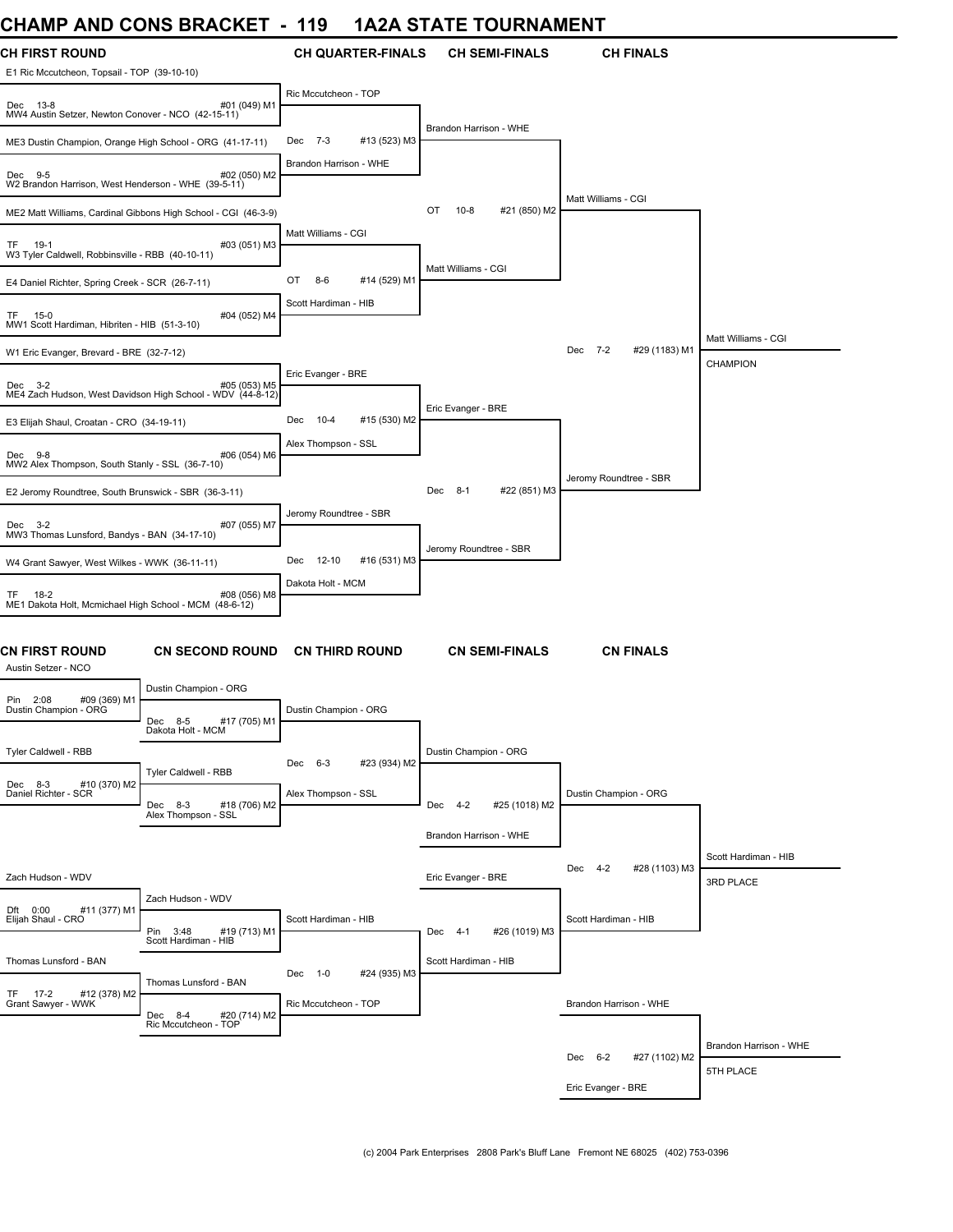# CHAMP AND CONS BRACKET - 119 1A2A STATE TOURNAMENT

## CH FIRST ROUND

| CH FIRST ROUND | CH QUARTER-FINALS | CH SEMI-FINALS | CH FINALS | |
|---|---|---|---|---|
| E1 Ric Mccutcheon, Topsail - TOP (39-10-10) | Ric Mccutcheon - TOP | | | |
| Dec 13-8 #01 (049) M1 | | | | |
| MW4 Austin Setzer, Newton Conover - NCO (42-15-11) | Dec 7-3 #13 (523) M3 | Brandon Harrison - WHE | | |
| ME3 Dustin Champion, Orange High School - ORG (41-17-11) | Brandon Harrison - WHE | | | |
| Dec 9-5 #02 (050) M2 | | | | |
| W2 Brandon Harrison, West Henderson - WHE (39-5-11) | | OT 10-8 #21 (850) M2 | Matt Williams - CGI | |
| ME2 Matt Williams, Cardinal Gibbons High School - CGI (46-3-9) | Matt Williams - CGI | | | |
| TF 19-1 #03 (051) M3 | | | | |
| W3 Tyler Caldwell, Robbinsville - RBB (40-10-11) | OT 8-6 #14 (529) M1 | Matt Williams - CGI | | |
| E4 Daniel Richter, Spring Creek - SCR (26-7-11) | Scott Hardiman - HIB | | | |
| TF 15-0 #04 (052) M4 | | | | |
| MW1 Scott Hardiman, Hibriten - HIB (51-3-10) | | | Dec 7-2 #29 (1183) M1 | Matt Williams - CGI CHAMPION |
| W1 Eric Evanger, Brevard - BRE (32-7-12) | Eric Evanger - BRE | | | |
| Dec 3-2 #05 (053) M5 | | | | |
| ME4 Zach Hudson, West Davidson High School - WDV (44-8-12) | Dec 10-4 #15 (530) M2 | Eric Evanger - BRE | | |
| E3 Elijah Shaul, Croatan - CRO (34-19-11) | Alex Thompson - SSL | | | |
| Dec 9-8 #06 (054) M6 | | | | |
| MW2 Alex Thompson, South Stanly - SSL (36-7-10) | | Dec 8-1 #22 (851) M3 | Jeromy Roundtree - SBR | |
| E2 Jeromy Roundtree, South Brunswick - SBR (36-3-11) | Jeromy Roundtree - SBR | | | |
| Dec 3-2 #07 (055) M7 | | | | |
| MW3 Thomas Lunsford, Bandys - BAN (34-17-10) | Dec 12-10 #16 (531) M3 | Jeromy Roundtree - SBR | | |
| W4 Grant Sawyer, West Wilkes - WWK (36-11-11) | Dakota Holt - MCM | | | |
| TF 18-2 #08 (056) M8 | | | | |
| ME1 Dakota Holt, Mcmichael High School - MCM (48-6-12) | | | | |

## CN FIRST ROUND

| CN FIRST ROUND | CN SECOND ROUND | CN THIRD ROUND | CN SEMI-FINALS | CN FINALS | |
|---|---|---|---|---|---|
| Austin Setzer - NCO | Dustin Champion - ORG | Dustin Champion - ORG | | | |
| Pin 2:08 #09 (369) M1 | Dec 8-5 #17 (705) M1 | | | | |
| Dustin Champion - ORG | Dakota Holt - MCM | Dec 6-3 #23 (934) M2 | Dustin Champion - ORG | | |
| Tyler Caldwell - RBB | Tyler Caldwell - RBB | Alex Thompson - SSL | | | |
| Dec 8-3 #10 (370) M2 | Dec 8-3 #18 (706) M2 | | Dec 4-2 #25 (1018) M2 | Dustin Champion - ORG | |
| Daniel Richter - SCR | Alex Thompson - SSL | | Brandon Harrison - WHE | | |
| | | | | Dec 4-2 #28 (1103) M3 | Scott Hardiman - HIB 3RD PLACE |
| Zach Hudson - WDV | Zach Hudson - WDV | Scott Hardiman - HIB | Eric Evanger - BRE | | |
| Dft 0:00 #11 (377) M1 | Pin 3:48 #19 (713) M1 | | Dec 4-1 #26 (1019) M3 | Scott Hardiman - HIB | |
| Elijah Shaul - CRO | Scott Hardiman - HIB | Dec 1-0 #24 (935) M3 | Scott Hardiman - HIB | | |
| Thomas Lunsford - BAN | Thomas Lunsford - BAN | Ric Mccutcheon - TOP | | | |
| TF 17-2 #12 (378) M2 | Dec 8-4 #20 (714) M2 | | | Brandon Harrison - WHE | |
| Grant Sawyer - WWK | Ric Mccutcheon - TOP | | | Dec 6-2 #27 (1102) M2 | Brandon Harrison - WHE 5TH PLACE |
| | | | | Eric Evanger - BRE | |

(c) 2004 Park Enterprises 2808 Park's Bluff Lane Fremont NE 68025 (402) 753-0396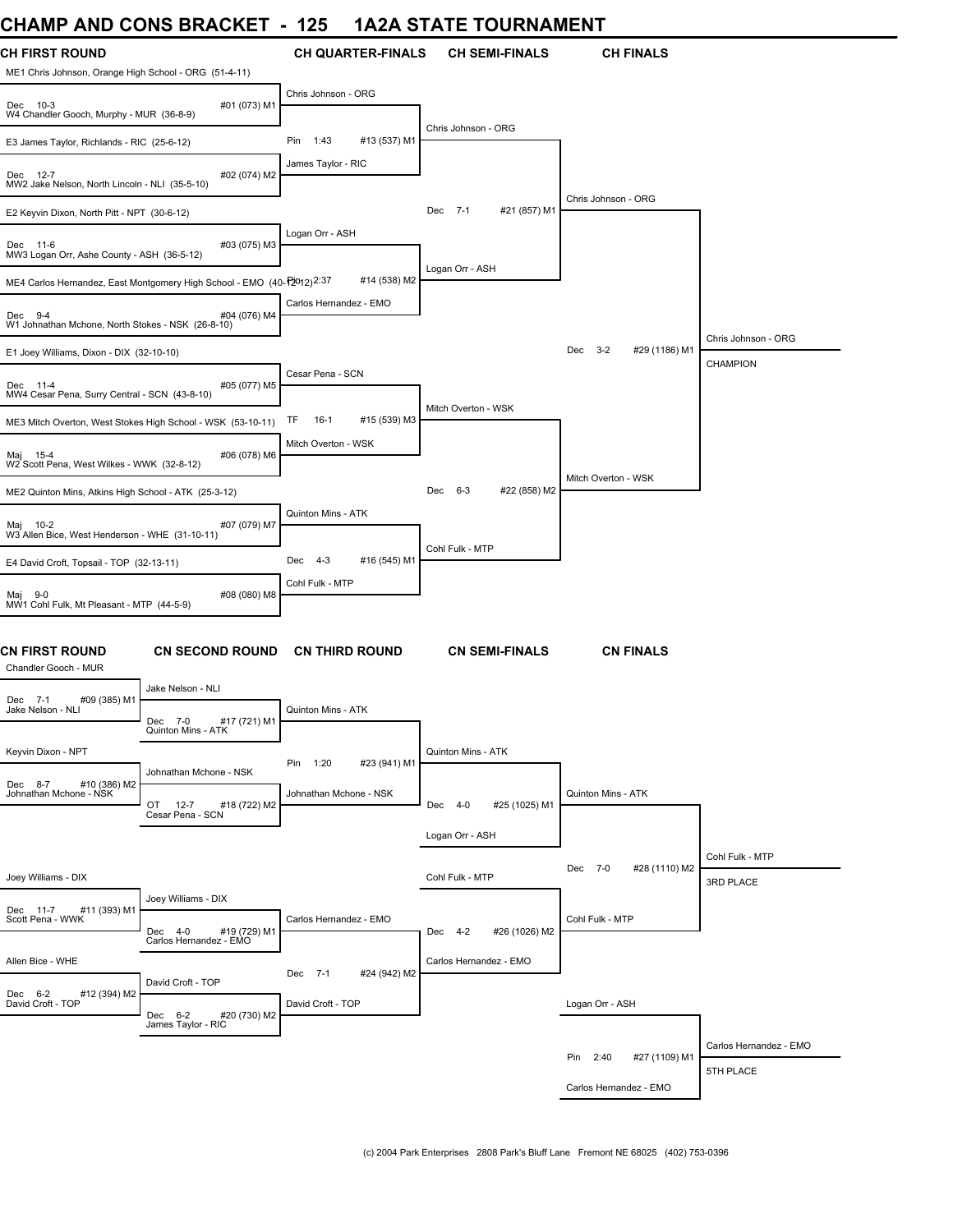# CHAMP AND CONS BRACKET - 125 1A2A STATE TOURNAMENT

## CH FIRST ROUND

| Match | Wrestler 1 | Wrestler 2 | Result | Bout |
|---|---|---|---|---|
| #01 (073) M1 | ME1 Chris Johnson, Orange High School - ORG (51-4-11) | W4 Chandler Gooch, Murphy - MUR (36-8-9) | Dec 10-3 | Chris Johnson - ORG |
| #02 (074) M2 | E3 James Taylor, Richlands - RIC (25-6-12) | MW2 Jake Nelson, North Lincoln - NLI (35-5-10) | Dec 12-7 | James Taylor - RIC |
| #03 (075) M3 | E2 Keyvin Dixon, North Pitt - NPT (30-6-12) | MW3 Logan Orr, Ashe County - ASH (36-5-12) | Dec 11-6 | Logan Orr - ASH |
| #04 (076) M4 | ME4 Carlos Hernandez, East Montgomery High School - EMO (40-12-12) | W1 Johnathan Mchone, North Stokes - NSK (26-8-10) | Dec 9-4 | Carlos Hernandez - EMO |
| #05 (077) M5 | E1 Joey Williams, Dixon - DIX (32-10-10) | MW4 Cesar Pena, Surry Central - SCN (43-8-10) | Dec 11-4 | Cesar Pena - SCN |
| #06 (078) M6 | ME3 Mitch Overton, West Stokes High School - WSK (53-10-11) | W2 Scott Pena, West Wilkes - WWK (32-8-12) | Maj 15-4 | Mitch Overton - WSK |
| #07 (079) M7 | ME2 Quinton Mins, Atkins High School - ATK (25-3-12) | W3 Allen Bice, West Henderson - WHE (31-10-11) | Maj 10-2 | Quinton Mins - ATK |
| #08 (080) M8 | E4 David Croft, Topsail - TOP (32-13-11) | MW1 Cohl Fulk, Mt Pleasant - MTP (44-5-9) | Maj 9-0 | Cohl Fulk - MTP |

## CH QUARTER-FINALS

| Match | Wrestler 1 | Wrestler 2 | Result | Winner |
|---|---|---|---|---|
| #13 (537) M1 | Chris Johnson - ORG | James Taylor - RIC | Pin 1:43 | Chris Johnson - ORG |
| #14 (538) M2 | Logan Orr - ASH | Carlos Hernandez - EMO | Pin 2:37 | Logan Orr - ASH |
| #15 (539) M3 | Cesar Pena - SCN | Mitch Overton - WSK | TF 16-1 | Mitch Overton - WSK |
| #16 (545) M1 | Quinton Mins - ATK | Cohl Fulk - MTP | Dec 4-3 | Cohl Fulk - MTP |

## CH SEMI-FINALS

| Match | Wrestler 1 | Wrestler 2 | Result | Winner |
|---|---|---|---|---|
| #21 (857) M1 | Chris Johnson - ORG | Logan Orr - ASH | Dec 7-1 | Chris Johnson - ORG |
| #22 (858) M2 | Mitch Overton - WSK | Cohl Fulk - MTP | Dec 6-3 | Mitch Overton - WSK |

## CH FINALS

| Match | Wrestler 1 | Wrestler 2 | Result | Winner |
|---|---|---|---|---|
| #29 (1186) M1 | Chris Johnson - ORG | Mitch Overton - WSK | Dec 3-2 | Chris Johnson - ORG — CHAMPION |

## CN FIRST ROUND

| Match | Wrestler 1 | Wrestler 2 | Result | Winner |
|---|---|---|---|---|
| #09 (385) M1 | Chandler Gooch - MUR | Jake Nelson - NLI | Dec 7-1 | Jake Nelson - NLI |
| #10 (386) M2 | Keyvin Dixon - NPT | Johnathan Mchone - NSK | Dec 8-7 | Johnathan Mchone - NSK |
| #11 (393) M1 | Joey Williams - DIX | Scott Pena - WWK | Dec 11-7 | Joey Williams - DIX |
| #12 (394) M2 | Allen Bice - WHE | David Croft - TOP | Dec 6-2 | David Croft - TOP |

## CN SECOND ROUND

| Match | Wrestler 1 | Wrestler 2 | Result | Winner |
|---|---|---|---|---|
| #17 (721) M1 | Jake Nelson - NLI | Quinton Mins - ATK | Dec 7-0 | Quinton Mins - ATK |
| #18 (722) M2 | Johnathan Mchone - NSK | Cesar Pena - SCN | OT 12-7 | Johnathan Mchone - NSK |
| #19 (729) M1 | Joey Williams - DIX | Carlos Hernandez - EMO | Dec 4-0 | Carlos Hernandez - EMO |
| #20 (730) M2 | David Croft - TOP | James Taylor - RIC | Dec 6-2 | David Croft - TOP |

## CN THIRD ROUND

| Match | Wrestler 1 | Wrestler 2 | Result | Winner |
|---|---|---|---|---|
| #23 (941) M1 | Quinton Mins - ATK | Johnathan Mchone - NSK | Pin 1:20 | Quinton Mins - ATK |
| #24 (942) M2 | Carlos Hernandez - EMO | David Croft - TOP | Dec 7-1 | Carlos Hernandez - EMO |

## CN SEMI-FINALS

| Match | Wrestler 1 | Wrestler 2 | Result | Winner |
|---|---|---|---|---|
| #25 (1025) M1 | Quinton Mins - ATK | Logan Orr - ASH | Dec 4-0 | Quinton Mins - ATK |
| #26 (1026) M2 | Cohl Fulk - MTP | Carlos Hernandez - EMO | Dec 4-2 | Cohl Fulk - MTP |

## CN FINALS

| Match | Wrestler 1 | Wrestler 2 | Result | Winner |
|---|---|---|---|---|
| #28 (1110) M2 | Quinton Mins - ATK | Cohl Fulk - MTP | Dec 7-0 | Cohl Fulk - MTP — 3RD PLACE |
| #27 (1109) M1 | Logan Orr - ASH | Carlos Hernandez - EMO | Pin 2:40 | Carlos Hernandez - EMO — 5TH PLACE |

(c) 2004 Park Enterprises 2808 Park's Bluff Lane Fremont NE 68025 (402) 753-0396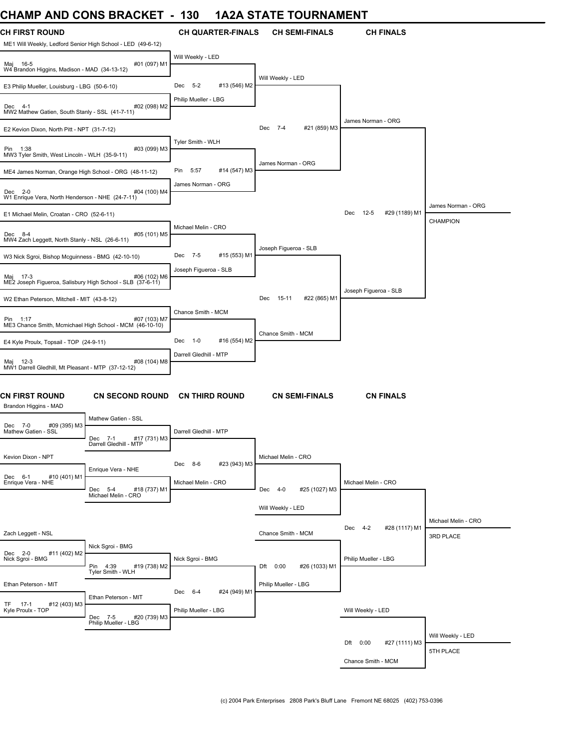# CHAMP AND CONS BRACKET - 130 1A2A STATE TOURNAMENT

## CH FIRST ROUND

ME1 Will Weekly, Ledford Senior High School - LED (49-6-12)
Maj 16-5 #01 (097) M1
W4 Brandon Higgins, Madison - MAD (34-13-12)

E3 Philip Mueller, Louisburg - LBG (50-6-10)
Dec 4-1 #02 (098) M2
MW2 Mathew Gatien, South Stanly - SSL (41-7-11)

E2 Kevion Dixon, North Pitt - NPT (31-7-12)
Pin 1:38 #03 (099) M3
MW3 Tyler Smith, West Lincoln - WLH (35-9-11)

ME4 James Norman, Orange High School - ORG (48-11-12)
Dec 2-0 #04 (100) M4
W1 Enrique Vera, North Henderson - NHE (24-7-11)

E1 Michael Melin, Croatan - CRO (52-6-11)
Dec 8-4 #05 (101) M5
MW4 Zach Leggett, North Stanly - NSL (26-6-11)

W3 Nick Sgroi, Bishop Mcguinness - BMG (42-10-10)
Maj 17-3 #06 (102) M6
ME2 Joseph Figueroa, Salisbury High School - SLB (37-6-11)

W2 Ethan Peterson, Mitchell - MIT (43-8-12)
Pin 1:17 #07 (103) M7
ME3 Chance Smith, Mcmichael High School - MCM (46-10-10)

E4 Kyle Proulx, Topsail - TOP (24-9-11)
Maj 12-3 #08 (104) M8
MW1 Darrell Gledhill, Mt Pleasant - MTP (37-12-12)

## CH QUARTER-FINALS

Will Weekly - LED
Dec 5-2 #13 (546) M2
Philip Mueller - LBG

Tyler Smith - WLH
Pin 5:57 #14 (547) M3
James Norman - ORG

Michael Melin - CRO
Dec 7-5 #15 (553) M1
Joseph Figueroa - SLB

Chance Smith - MCM
Dec 1-0 #16 (554) M2
Darrell Gledhill - MTP

## CH SEMI-FINALS

Will Weekly - LED
Dec 7-4 #21 (859) M3
James Norman - ORG

Joseph Figueroa - SLB
Dec 15-11 #22 (865) M1
Chance Smith - MCM

## CH FINALS

James Norman - ORG
Dec 12-5 #29 (1189) M1
Joseph Figueroa - SLB

James Norman - ORG
CHAMPION

## CN FIRST ROUND

Brandon Higgins - MAD
Dec 7-0 #09 (395) M3
Mathew Gatien - SSL

Kevion Dixon - NPT
Dec 6-1 #10 (401) M1
Enrique Vera - NHE

Zach Leggett - NSL
Dec 2-0 #11 (402) M2
Nick Sgroi - BMG

Ethan Peterson - MIT
TF 17-1 #12 (403) M3
Kyle Proulx - TOP

## CN SECOND ROUND

Mathew Gatien - SSL
Dec 7-1 #17 (731) M3
Darrell Gledhill - MTP

Enrique Vera - NHE
Dec 5-4 #18 (737) M1
Michael Melin - CRO

Nick Sgroi - BMG
Pin 4:39 #19 (738) M2
Tyler Smith - WLH

Ethan Peterson - MIT
Dec 7-5 #20 (739) M3
Philip Mueller - LBG

## CN THIRD ROUND

Darrell Gledhill - MTP
Dec 8-6 #23 (943) M3
Michael Melin - CRO

Nick Sgroi - BMG
Dec 6-4 #24 (949) M1
Philip Mueller - LBG

## CN SEMI-FINALS

Michael Melin - CRO
Dec 4-0 #25 (1027) M3
Will Weekly - LED

Chance Smith - MCM
Dft 0:00 #26 (1033) M1
Philip Mueller - LBG

## CN FINALS

Michael Melin - CRO
Dec 4-2 #28 (1117) M1
Philip Mueller - LBG

Michael Melin - CRO
3RD PLACE

Will Weekly - LED
Dft 0:00 #27 (1111) M3
Chance Smith - MCM

Will Weekly - LED
5TH PLACE

(c) 2004 Park Enterprises 2808 Park's Bluff Lane Fremont NE 68025 (402) 753-0396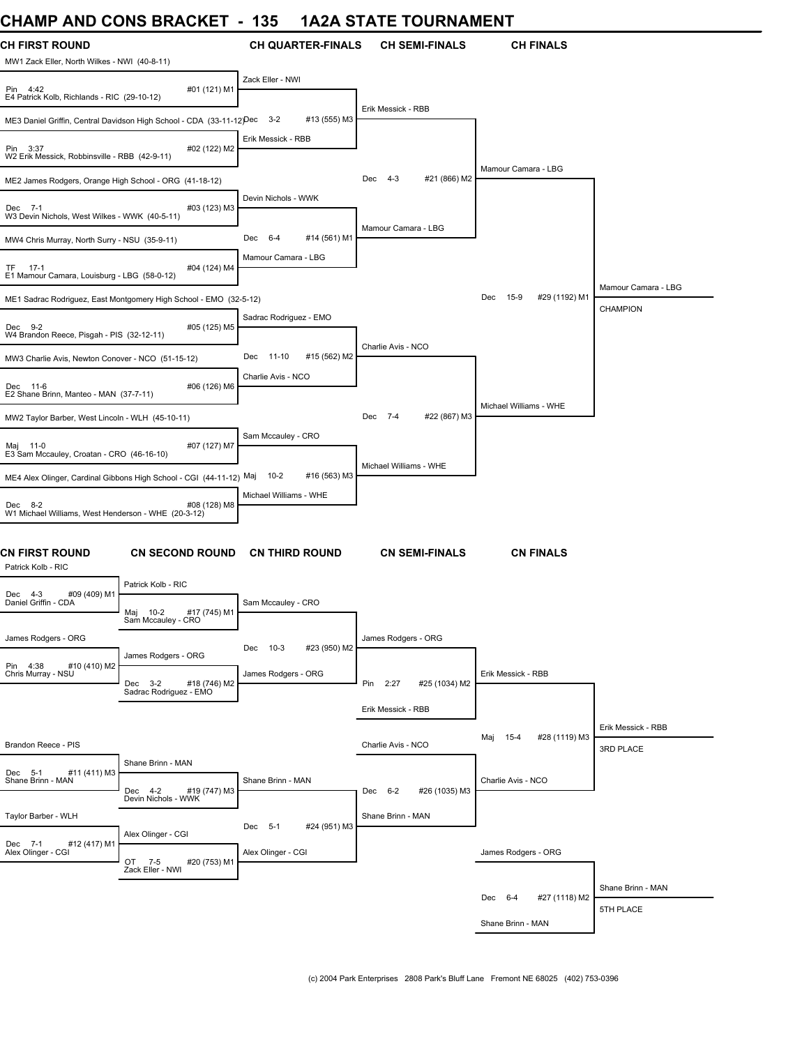# CHAMP AND CONS BRACKET - 135 1A2A STATE TOURNAMENT

## CH FIRST ROUND

MW1 Zack Eller, North Wilkes - NWI (40-8-11)
Pin 4:42 — #01 (121) M1
E4 Patrick Kolb, Richlands - RIC (29-10-12)

ME3 Daniel Griffin, Central Davidson High School - CDA (33-11-12)
Pin 3:37 — #02 (122) M2
W2 Erik Messick, Robbinsville - RBB (42-9-11)

ME2 James Rodgers, Orange High School - ORG (41-18-12)
Dec 7-1 — #03 (123) M3
W3 Devin Nichols, West Wilkes - WWK (40-5-11)

MW4 Chris Murray, North Surry - NSU (35-9-11)
TF 17-1 — #04 (124) M4
E1 Mamour Camara, Louisburg - LBG (58-0-12)

ME1 Sadrac Rodriguez, East Montgomery High School - EMO (32-5-12)
Dec 9-2 — #05 (125) M5
W4 Brandon Reece, Pisgah - PIS (32-12-11)

MW3 Charlie Avis, Newton Conover - NCO (51-15-12)
Dec 11-6 — #06 (126) M6
E2 Shane Brinn, Manteo - MAN (37-7-11)

MW2 Taylor Barber, West Lincoln - WLH (45-10-11)
Maj 11-0 — #07 (127) M7
E3 Sam Mccauley, Croatan - CRO (46-16-10)

ME4 Alex Olinger, Cardinal Gibbons High School - CGI (44-11-12)
Dec 8-2 — #08 (128) M8
W1 Michael Williams, West Henderson - WHE (20-3-12)

## CH QUARTER-FINALS

- Zack Eller - NWI vs Erik Messick - RBB: Dec 3-2 — #13 (555) M3
- Devin Nichols - WWK vs Mamour Camara - LBG: Dec 6-4 — #14 (561) M1
- Sadrac Rodriguez - EMO vs Charlie Avis - NCO: Dec 11-10 — #15 (562) M2
- Sam Mccauley - CRO vs Michael Williams - WHE: Maj 10-2 — #16 (563) M3

## CH SEMI-FINALS

- Erik Messick - RBB vs Mamour Camara - LBG: Dec 4-3 — #21 (866) M2
- Charlie Avis - NCO vs Michael Williams - WHE: Dec 7-4 — #22 (867) M3

## CH FINALS

- Mamour Camara - LBG vs Michael Williams - WHE: Dec 15-9 — #29 (1192) M1

Mamour Camara - LBG — CHAMPION

## CN FIRST ROUND

- Patrick Kolb - RIC vs Daniel Griffin - CDA: Dec 4-3 — #09 (409) M1
- James Rodgers - ORG vs Chris Murray - NSU: Pin 4:38 — #10 (410) M2
- Brandon Reece - PIS vs Shane Brinn - MAN: Dec 5-1 — #11 (411) M3
- Taylor Barber - WLH vs Alex Olinger - CGI: Dec 7-1 — #12 (417) M1

## CN SECOND ROUND

- Patrick Kolb - RIC vs Sam Mccauley - CRO: Maj 10-2 — #17 (745) M1
- James Rodgers - ORG vs Sadrac Rodriguez - EMO: Dec 3-2 — #18 (746) M2
- Shane Brinn - MAN vs Devin Nichols - WWK: Dec 4-2 — #19 (747) M3
- Alex Olinger - CGI vs Zack Eller - NWI: OT 7-5 — #20 (753) M1

## CN THIRD ROUND

- Sam Mccauley - CRO vs James Rodgers - ORG: Dec 10-3 — #23 (950) M2
- Shane Brinn - MAN vs Alex Olinger - CGI: Dec 5-1 — #24 (951) M3

## CN SEMI-FINALS

- James Rodgers - ORG vs Erik Messick - RBB: Pin 2:27 — #25 (1034) M2
- Charlie Avis - NCO vs Shane Brinn - MAN: Dec 6-2 — #26 (1035) M3

## CN FINALS

- Erik Messick - RBB vs Charlie Avis - NCO: Maj 15-4 — #28 (1119) M3

Erik Messick - RBB — 3RD PLACE

- James Rodgers - ORG vs Shane Brinn - MAN: Dec 6-4 — #27 (1118) M2

Shane Brinn - MAN — 5TH PLACE

(c) 2004 Park Enterprises 2808 Park's Bluff Lane Fremont NE 68025 (402) 753-0396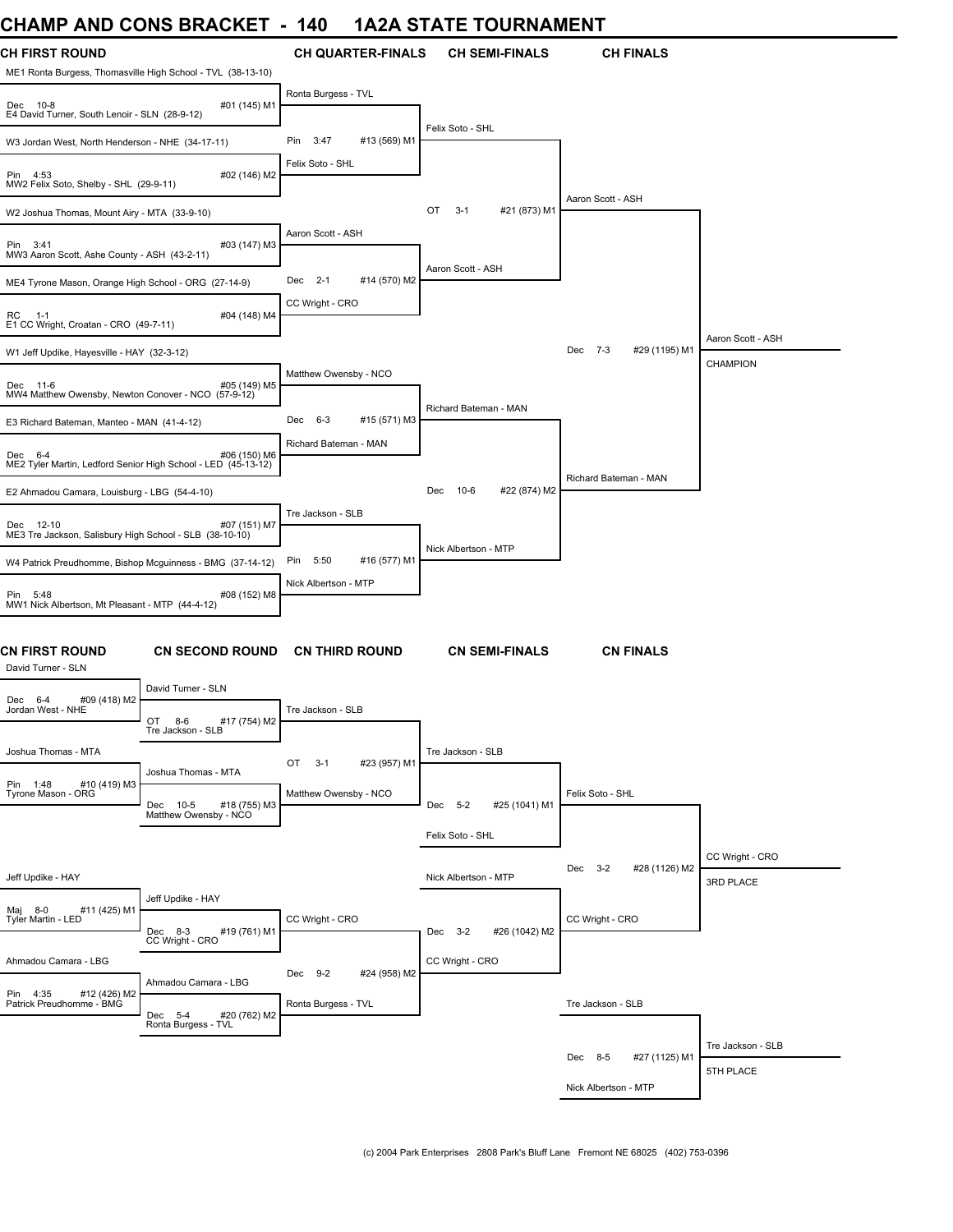# CHAMP AND CONS BRACKET - 140 1A2A STATE TOURNAMENT

## CH FIRST ROUND

- ME1 Ronta Burgess, Thomasville High School - TVL (38-13-10)
- Dec 10-8 — #01 (145) M1
- E4 David Turner, South Lenoir - SLN (28-9-12)
- W3 Jordan West, North Henderson - NHE (34-17-11)
- Pin 4:53 — #02 (146) M2
- MW2 Felix Soto, Shelby - SHL (29-9-11)
- W2 Joshua Thomas, Mount Airy - MTA (33-9-10)
- Pin 3:41 — #03 (147) M3
- MW3 Aaron Scott, Ashe County - ASH (43-2-11)
- ME4 Tyrone Mason, Orange High School - ORG (27-14-9)
- RC 1-1 — #04 (148) M4
- E1 CC Wright, Croatan - CRO (49-7-11)
- W1 Jeff Updike, Hayesville - HAY (32-3-12)
- Dec 11-6 — #05 (149) M5
- MW4 Matthew Owensby, Newton Conover - NCO (57-9-12)
- E3 Richard Bateman, Manteo - MAN (41-4-12)
- Dec 6-4 — #06 (150) M6
- ME2 Tyler Martin, Ledford Senior High School - LED (45-13-12)
- E2 Ahmadou Camara, Louisburg - LBG (54-4-10)
- Dec 12-10 — #07 (151) M7
- ME3 Tre Jackson, Salisbury High School - SLB (38-10-10)
- W4 Patrick Preudhomme, Bishop Mcguinness - BMG (37-14-12)
- Pin 5:48 — #08 (152) M8
- MW1 Nick Albertson, Mt Pleasant - MTP (44-4-12)

## CH QUARTER-FINALS

- Ronta Burgess - TVL
- Pin 3:47 — #13 (569) M1
- Felix Soto - SHL
- Aaron Scott - ASH
- Dec 2-1 — #14 (570) M2
- CC Wright - CRO
- Matthew Owensby - NCO
- Dec 6-3 — #15 (571) M3
- Richard Bateman - MAN
- Tre Jackson - SLB
- Pin 5:50 — #16 (577) M1
- Nick Albertson - MTP

## CH SEMI-FINALS

- Felix Soto - SHL
- OT 3-1 — #21 (873) M1
- Aaron Scott - ASH
- Richard Bateman - MAN
- Dec 10-6 — #22 (874) M2
- Nick Albertson - MTP

## CH FINALS

- Aaron Scott - ASH
- Dec 7-3 — #29 (1195) M1
- Richard Bateman - MAN

**Aaron Scott - ASH — CHAMPION**

## CN FIRST ROUND

- David Turner - SLN
- Dec 6-4 — #09 (418) M2
- Jordan West - NHE
- Joshua Thomas - MTA
- Pin 1:48 — #10 (419) M3
- Tyrone Mason - ORG
- Jeff Updike - HAY
- Maj 8-0 — #11 (425) M1
- Tyler Martin - LED
- Ahmadou Camara - LBG
- Pin 4:35 — #12 (426) M2
- Patrick Preudhomme - BMG

## CN SECOND ROUND

- David Turner - SLN
- OT 8-6 — #17 (754) M2
- Tre Jackson - SLB
- Joshua Thomas - MTA
- Dec 10-5 — #18 (755) M3
- Matthew Owensby - NCO
- Jeff Updike - HAY
- Dec 8-3 — #19 (761) M1
- CC Wright - CRO
- Ahmadou Camara - LBG
- Dec 5-4 — #20 (762) M2
- Ronta Burgess - TVL

## CN THIRD ROUND

- Tre Jackson - SLB
- OT 3-1 — #23 (957) M1
- Matthew Owensby - NCO
- CC Wright - CRO
- Dec 9-2 — #24 (958) M2
- Ronta Burgess - TVL

## CN SEMI-FINALS

- Tre Jackson - SLB
- Dec 5-2 — #25 (1041) M1
- Felix Soto - SHL
- Nick Albertson - MTP
- Dec 3-2 — #26 (1042) M2
- CC Wright - CRO

## CN FINALS

- Felix Soto - SHL
- Dec 3-2 — #28 (1126) M2
- CC Wright - CRO

**CC Wright - CRO — 3RD PLACE**

- Tre Jackson - SLB
- Dec 8-5 — #27 (1125) M1
- Nick Albertson - MTP

**Tre Jackson - SLB — 5TH PLACE**

(c) 2004 Park Enterprises 2808 Park's Bluff Lane Fremont NE 68025 (402) 753-0396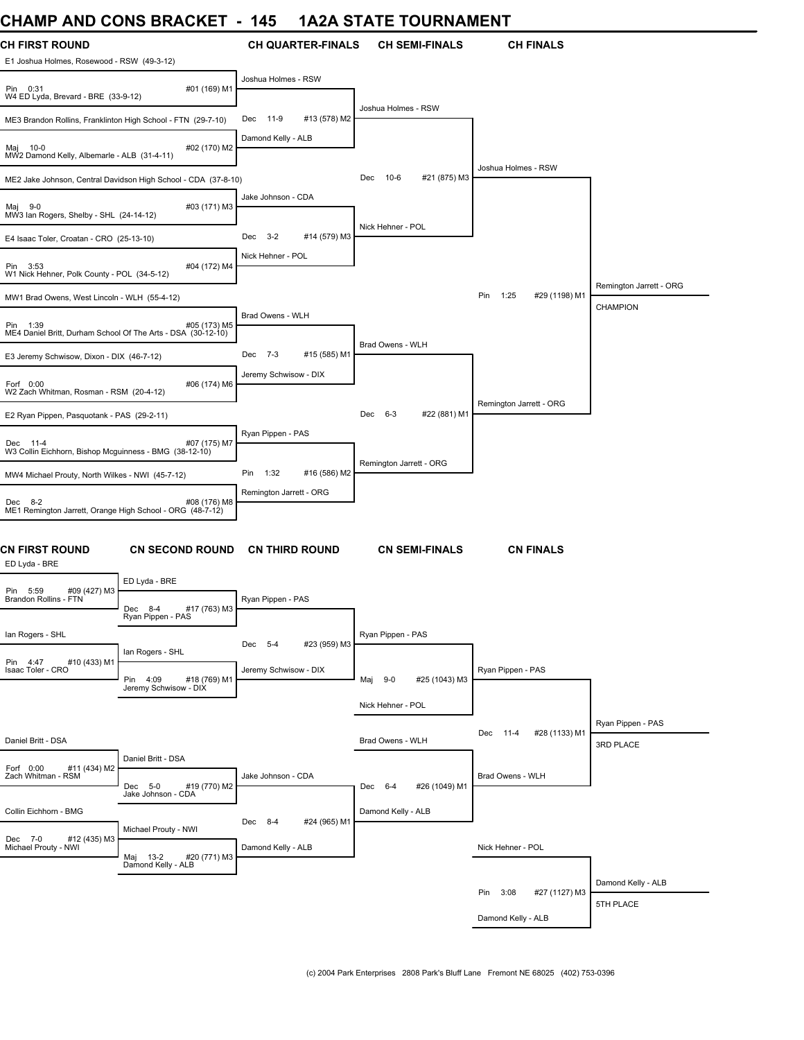# CHAMP AND CONS BRACKET - 145 1A2A STATE TOURNAMENT

## CH FIRST ROUND

E1 Joshua Holmes, Rosewood - RSW (49-3-12)
Pin 0:31 #01 (169) M1
W4 ED Lyda, Brevard - BRE (33-9-12)

ME3 Brandon Rollins, Franklinton High School - FTN (29-7-10)
Maj 10-0 #02 (170) M2
MW2 Damond Kelly, Albemarle - ALB (31-4-11)

ME2 Jake Johnson, Central Davidson High School - CDA (37-8-10)
Maj 9-0 #03 (171) M3
MW3 Ian Rogers, Shelby - SHL (24-14-12)

E4 Isaac Toler, Croatan - CRO (25-13-10)
Pin 3:53 #04 (172) M4
W1 Nick Hehner, Polk County - POL (34-5-12)

MW1 Brad Owens, West Lincoln - WLH (55-4-12)
Pin 1:39 #05 (173) M5
ME4 Daniel Britt, Durham School Of The Arts - DSA (30-12-10)

E3 Jeremy Schwisow, Dixon - DIX (46-7-12)
Forf 0:00 #06 (174) M6
W2 Zach Whitman, Rosman - RSM (20-4-12)

E2 Ryan Pippen, Pasquotank - PAS (29-2-11)
Dec 11-4 #07 (175) M7
W3 Collin Eichhorn, Bishop Mcguinness - BMG (38-12-10)

MW4 Michael Prouty, North Wilkes - NWI (45-7-12)
Dec 8-2 #08 (176) M8
ME1 Remington Jarrett, Orange High School - ORG (48-7-12)

## CH QUARTER-FINALS

Joshua Holmes - RSW
Dec 11-9 #13 (578) M2
Damond Kelly - ALB

Jake Johnson - CDA
Dec 3-2 #14 (579) M3
Nick Hehner - POL

Brad Owens - WLH
Dec 7-3 #15 (585) M1
Jeremy Schwisow - DIX

Ryan Pippen - PAS
Pin 1:32 #16 (586) M2
Remington Jarrett - ORG

## CH SEMI-FINALS

Joshua Holmes - RSW
Dec 10-6 #21 (875) M3
Nick Hehner - POL

Brad Owens - WLH
Dec 6-3 #22 (881) M1
Remington Jarrett - ORG

## CH FINALS

Joshua Holmes - RSW
Pin 1:25 #29 (1198) M1
Remington Jarrett - ORG

Remington Jarrett - ORG
CHAMPION

## CN FIRST ROUND

ED Lyda - BRE
Pin 5:59 #09 (427) M3
Brandon Rollins - FTN

Ian Rogers - SHL
Pin 4:47 #10 (433) M1
Isaac Toler - CRO

Daniel Britt - DSA
Forf 0:00 #11 (434) M2
Zach Whitman - RSM

Collin Eichhorn - BMG
Dec 7-0 #12 (435) M3
Michael Prouty - NWI

## CN SECOND ROUND

ED Lyda - BRE
Dec 8-4 #17 (763) M3
Ryan Pippen - PAS

Ian Rogers - SHL
Pin 4:09 #18 (769) M1
Jeremy Schwisow - DIX

Daniel Britt - DSA
Dec 5-0 #19 (770) M2
Jake Johnson - CDA

Michael Prouty - NWI
Maj 13-2 #20 (771) M3
Damond Kelly - ALB

## CN THIRD ROUND

Ryan Pippen - PAS
Dec 5-4 #23 (959) M3
Jeremy Schwisow - DIX

Jake Johnson - CDA
Dec 8-4 #24 (965) M1
Damond Kelly - ALB

## CN SEMI-FINALS

Ryan Pippen - PAS
Maj 9-0 #25 (1043) M3
Nick Hehner - POL

Brad Owens - WLH
Dec 6-4 #26 (1049) M1
Damond Kelly - ALB

## CN FINALS

Ryan Pippen - PAS
Dec 11-4 #28 (1133) M1
Brad Owens - WLH

Ryan Pippen - PAS
3RD PLACE

Nick Hehner - POL
Pin 3:08 #27 (1127) M3
Damond Kelly - ALB

Damond Kelly - ALB
5TH PLACE

(c) 2004 Park Enterprises 2808 Park's Bluff Lane Fremont NE 68025 (402) 753-0396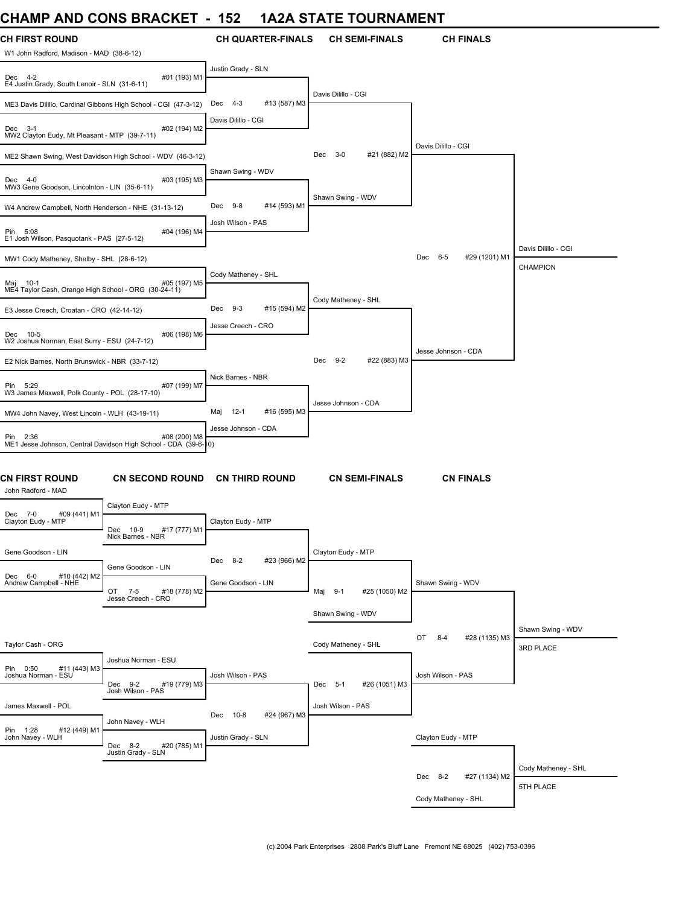# CHAMP AND CONS BRACKET - 152 1A2A STATE TOURNAMENT

## CH FIRST ROUND

W1 John Radford, Madison - MAD (38-6-12)
Dec 4-2 #01 (193) M1
E4 Justin Grady, South Lenoir - SLN (31-6-11)

ME3 Davis Dilillo, Cardinal Gibbons High School - CGI (47-3-12)
Dec 3-1 #02 (194) M2
MW2 Clayton Eudy, Mt Pleasant - MTP (39-7-11)

ME2 Shawn Swing, West Davidson High School - WDV (46-3-12)
Dec 4-0 #03 (195) M3
MW3 Gene Goodson, Lincolnton - LIN (35-6-11)

W4 Andrew Campbell, North Henderson - NHE (31-13-12)
Pin 5:08 #04 (196) M4
E1 Josh Wilson, Pasquotank - PAS (27-5-12)

MW1 Cody Matheney, Shelby - SHL (28-6-12)
Maj 10-1 #05 (197) M5
ME4 Taylor Cash, Orange High School - ORG (30-24-11)

E3 Jesse Creech, Croatan - CRO (42-14-12)
Dec 10-5 #06 (198) M6
W2 Joshua Norman, East Surry - ESU (24-7-12)

E2 Nick Barnes, North Brunswick - NBR (33-7-12)
Pin 5:29 #07 (199) M7
W3 James Maxwell, Polk County - POL (28-17-10)

MW4 John Navey, West Lincoln - WLH (43-19-11)
Pin 2:36 #08 (200) M8
ME1 Jesse Johnson, Central Davidson High School - CDA (39-6-10)

## CH QUARTER-FINALS

Justin Grady - SLN
Dec 4-3 #13 (587) M3
Davis Dilillo - CGI

Shawn Swing - WDV
Dec 9-8 #14 (593) M1
Josh Wilson - PAS

Cody Matheney - SHL
Dec 9-3 #15 (594) M2
Jesse Creech - CRO

Nick Barnes - NBR
Maj 12-1 #16 (595) M3
Jesse Johnson - CDA

## CH SEMI-FINALS

Davis Dilillo - CGI
Dec 3-0 #21 (882) M2
Shawn Swing - WDV

Cody Matheney - SHL
Dec 9-2 #22 (883) M3
Jesse Johnson - CDA

## CH FINALS

Davis Dilillo - CGI
Dec 6-5 #29 (1201) M1
Jesse Johnson - CDA

Davis Dilillo - CGI
CHAMPION

## CN FIRST ROUND

John Radford - MAD
Dec 7-0 #09 (441) M1
Clayton Eudy - MTP

Gene Goodson - LIN
Dec 6-0 #10 (442) M2
Andrew Campbell - NHE

Taylor Cash - ORG
Pin 0:50 #11 (443) M3
Joshua Norman - ESU

James Maxwell - POL
Pin 1:28 #12 (449) M1
John Navey - WLH

## CN SECOND ROUND

Clayton Eudy - MTP
Dec 10-9 #17 (777) M1
Nick Barnes - NBR

Gene Goodson - LIN
OT 7-5 #18 (778) M2
Jesse Creech - CRO

Joshua Norman - ESU
Dec 9-2 #19 (779) M3
Josh Wilson - PAS

John Navey - WLH
Dec 8-2 #20 (785) M1
Justin Grady - SLN

## CN THIRD ROUND

Clayton Eudy - MTP
Dec 8-2 #23 (966) M2
Gene Goodson - LIN

Josh Wilson - PAS
Dec 10-8 #24 (967) M3
Justin Grady - SLN

## CN SEMI-FINALS

Clayton Eudy - MTP
Maj 9-1 #25 (1050) M2
Shawn Swing - WDV

Cody Matheney - SHL
Dec 5-1 #26 (1051) M3
Josh Wilson - PAS

## CN FINALS

Shawn Swing - WDV
OT 8-4 #28 (1135) M3
Josh Wilson - PAS

Shawn Swing - WDV
3RD PLACE

Clayton Eudy - MTP
Dec 8-2 #27 (1134) M2
Cody Matheney - SHL

Cody Matheney - SHL
5TH PLACE

(c) 2004 Park Enterprises 2808 Park's Bluff Lane Fremont NE 68025 (402) 753-0396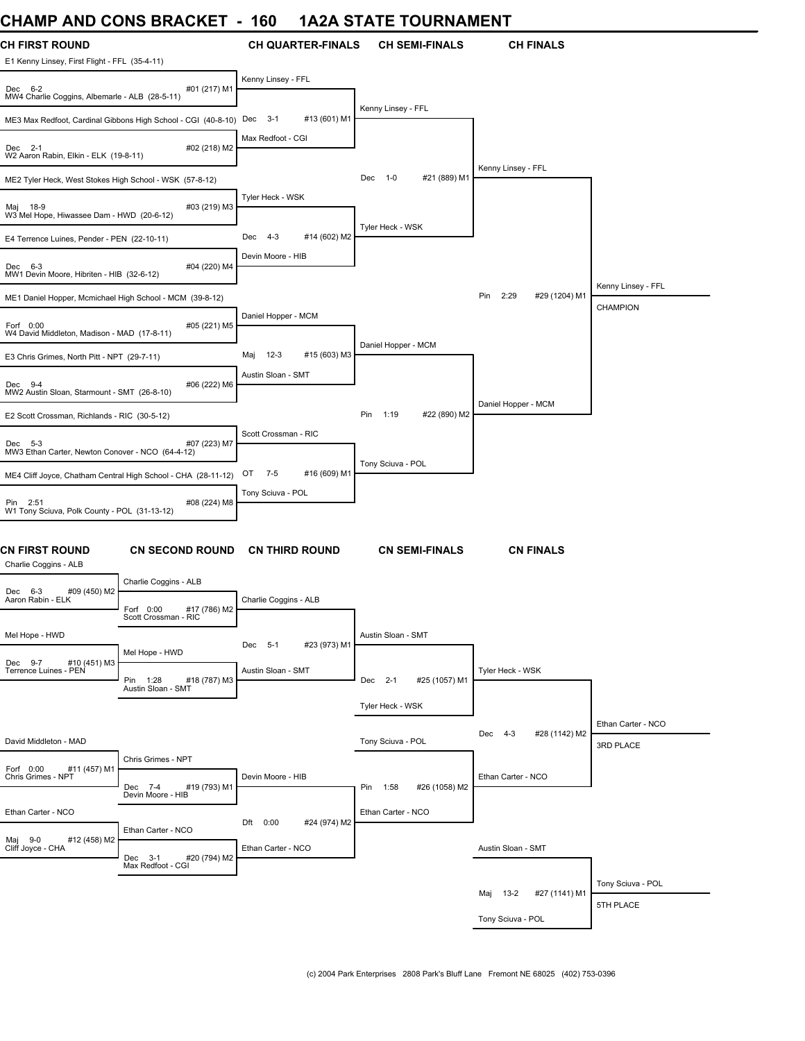# CHAMP AND CONS BRACKET - 160 1A2A STATE TOURNAMENT

## CH FIRST ROUND

| Bout | Wrestler 1 | Wrestler 2 | Result | Winner |
|---|---|---|---|---|
| #01 (217) M1 | E1 Kenny Linsey, First Flight - FFL (35-4-11) | MW4 Charlie Coggins, Albemarle - ALB (28-5-11) | Dec 6-2 | Kenny Linsey - FFL |
| #02 (218) M2 | ME3 Max Redfoot, Cardinal Gibbons High School - CGI (40-8-10) | W2 Aaron Rabin, Elkin - ELK (19-8-11) | Dec 2-1 | Max Redfoot - CGI |
| #03 (219) M3 | ME2 Tyler Heck, West Stokes High School - WSK (57-8-12) | W3 Mel Hope, Hiwassee Dam - HWD (20-6-12) | Maj 18-9 | Tyler Heck - WSK |
| #04 (220) M4 | E4 Terrence Luines, Pender - PEN (22-10-11) | MW1 Devin Moore, Hibriten - HIB (32-6-12) | Dec 6-3 | Devin Moore - HIB |
| #05 (221) M5 | ME1 Daniel Hopper, Mcmichael High School - MCM (39-8-12) | W4 David Middleton, Madison - MAD (17-8-11) | Forf 0:00 | Daniel Hopper - MCM |
| #06 (222) M6 | E3 Chris Grimes, North Pitt - NPT (29-7-11) | MW2 Austin Sloan, Starmount - SMT (26-8-10) | Dec 9-4 | Austin Sloan - SMT |
| #07 (223) M7 | E2 Scott Crossman, Richlands - RIC (30-5-12) | MW3 Ethan Carter, Newton Conover - NCO (64-4-12) | Dec 5-3 | Scott Crossman - RIC |
| #08 (224) M8 | ME4 Cliff Joyce, Chatham Central High School - CHA (28-11-12) | W1 Tony Sciuva, Polk County - POL (31-13-12) | Pin 2:51 | Tony Sciuva - POL |

## CH QUARTER-FINALS

| Bout | Wrestler 1 | Wrestler 2 | Result | Winner |
|---|---|---|---|---|
| #13 (601) M1 | Kenny Linsey - FFL | Max Redfoot - CGI | Dec 3-1 | Kenny Linsey - FFL |
| #14 (602) M2 | Tyler Heck - WSK | Devin Moore - HIB | Dec 4-3 | Tyler Heck - WSK |
| #15 (603) M3 | Daniel Hopper - MCM | Austin Sloan - SMT | Maj 12-3 | Daniel Hopper - MCM |
| #16 (609) M1 | Scott Crossman - RIC | Tony Sciuva - POL | OT 7-5 | Tony Sciuva - POL |

## CH SEMI-FINALS

| Bout | Wrestler 1 | Wrestler 2 | Result | Winner |
|---|---|---|---|---|
| #21 (889) M1 | Kenny Linsey - FFL | Tyler Heck - WSK | Dec 1-0 | Kenny Linsey - FFL |
| #22 (890) M2 | Daniel Hopper - MCM | Tony Sciuva - POL | Pin 1:19 | Daniel Hopper - MCM |

## CH FINALS

| Bout | Wrestler 1 | Wrestler 2 | Result | Winner |
|---|---|---|---|---|
| #29 (1204) M1 | Kenny Linsey - FFL | Daniel Hopper - MCM | Pin 2:29 | Kenny Linsey - FFL CHAMPION |

## CN FIRST ROUND

| Bout | Wrestler 1 | Wrestler 2 | Result | Winner |
|---|---|---|---|---|
| #09 (450) M2 | Charlie Coggins - ALB | Aaron Rabin - ELK | Dec 6-3 | Charlie Coggins - ALB |
| #10 (451) M3 | Mel Hope - HWD | Terrence Luines - PEN | Dec 9-7 | Mel Hope - HWD |
| #11 (457) M1 | David Middleton - MAD | Chris Grimes - NPT | Forf 0:00 | Chris Grimes - NPT |
| #12 (458) M2 | Ethan Carter - NCO | Cliff Joyce - CHA | Maj 9-0 | Ethan Carter - NCO |

## CN SECOND ROUND

| Bout | Wrestler 1 | Wrestler 2 | Result | Winner |
|---|---|---|---|---|
| #17 (786) M2 | Charlie Coggins - ALB | Scott Crossman - RIC | Forf 0:00 | Charlie Coggins - ALB |
| #18 (787) M3 | Mel Hope - HWD | Austin Sloan - SMT | Pin 1:28 | Austin Sloan - SMT |
| #19 (793) M1 | Chris Grimes - NPT | Devin Moore - HIB | Dec 7-4 | Devin Moore - HIB |
| #20 (794) M2 | Ethan Carter - NCO | Max Redfoot - CGI | Dec 3-1 | Ethan Carter - NCO |

## CN THIRD ROUND

| Bout | Wrestler 1 | Wrestler 2 | Result | Winner |
|---|---|---|---|---|
| #23 (973) M1 | Charlie Coggins - ALB | Austin Sloan - SMT | Dec 5-1 | Austin Sloan - SMT |
| #24 (974) M2 | Devin Moore - HIB | Ethan Carter - NCO | Dft 0:00 | Ethan Carter - NCO |

## CN SEMI-FINALS

| Bout | Wrestler 1 | Wrestler 2 | Result | Winner |
|---|---|---|---|---|
| #25 (1057) M1 | Austin Sloan - SMT | Tyler Heck - WSK | Dec 2-1 | Tyler Heck - WSK |
| #26 (1058) M2 | Tony Sciuva - POL | Ethan Carter - NCO | Pin 1:58 | Ethan Carter - NCO |

## CN FINALS

| Bout | Wrestler 1 | Wrestler 2 | Result | Winner |
|---|---|---|---|---|
| #28 (1142) M2 | Tyler Heck - WSK | Ethan Carter - NCO | Dec 4-3 | Ethan Carter - NCO 3RD PLACE |
| #27 (1141) M1 | Austin Sloan - SMT | Tony Sciuva - POL | Maj 13-2 | Tony Sciuva - POL 5TH PLACE |

(c) 2004 Park Enterprises 2808 Park's Bluff Lane Fremont NE 68025 (402) 753-0396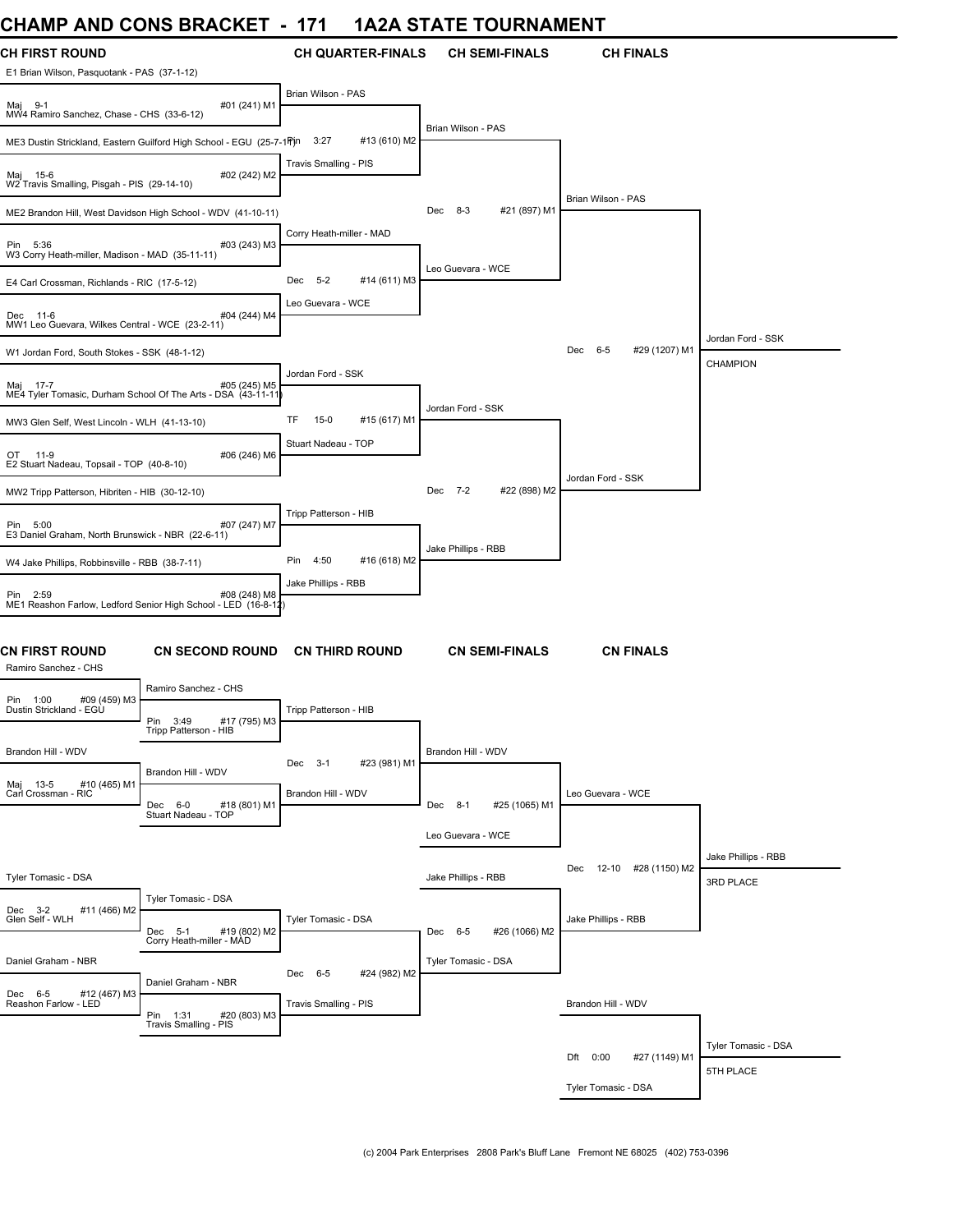# CHAMP AND CONS BRACKET - 171 1A2A STATE TOURNAMENT

## CH FIRST ROUND

E1 Brian Wilson, Pasquotank - PAS (37-1-12)
Maj 9-1 #01 (241) M1
MW4 Ramiro Sanchez, Chase - CHS (33-6-12)

ME3 Dustin Strickland, Eastern Guilford High School - EGU (25-7-11)
Maj 15-6 #02 (242) M2
W2 Travis Smalling, Pisgah - PIS (29-14-10)

ME2 Brandon Hill, West Davidson High School - WDV (41-10-11)
Pin 5:36 #03 (243) M3
W3 Corry Heath-miller, Madison - MAD (35-11-11)

E4 Carl Crossman, Richlands - RIC (17-5-12)
Dec 11-6 #04 (244) M4
MW1 Leo Guevara, Wilkes Central - WCE (23-2-11)

W1 Jordan Ford, South Stokes - SSK (48-1-12)
Maj 17-7 #05 (245) M5
ME4 Tyler Tomasic, Durham School Of The Arts - DSA (43-11-11)

MW3 Glen Self, West Lincoln - WLH (41-13-10)
OT 11-9 #06 (246) M6
E2 Stuart Nadeau, Topsail - TOP (40-8-10)

MW2 Tripp Patterson, Hibriten - HIB (30-12-10)
Pin 5:00 #07 (247) M7
E3 Daniel Graham, North Brunswick - NBR (22-6-11)

W4 Jake Phillips, Robbinsville - RBB (38-7-11)
Pin 2:59 #08 (248) M8
ME1 Reashon Farlow, Ledford Senior High School - LED (16-8-12)

## CH QUARTER-FINALS

Brian Wilson - PAS
Pin 3:27 #13 (610) M2
Travis Smalling - PIS

Corry Heath-miller - MAD
Dec 5-2 #14 (611) M3
Leo Guevara - WCE

Jordan Ford - SSK
TF 15-0 #15 (617) M1
Stuart Nadeau - TOP

Tripp Patterson - HIB
Pin 4:50 #16 (618) M2
Jake Phillips - RBB

## CH SEMI-FINALS

Brian Wilson - PAS
Dec 8-3 #21 (897) M1
Leo Guevara - WCE

Jordan Ford - SSK
Dec 7-2 #22 (898) M2
Jake Phillips - RBB

## CH FINALS

Brian Wilson - PAS
Dec 6-5 #29 (1207) M1
Jordan Ford - SSK

Jordan Ford - SSK
CHAMPION

## CN FIRST ROUND

Ramiro Sanchez - CHS
Pin 1:00 #09 (459) M3
Dustin Strickland - EGU

Brandon Hill - WDV
Maj 13-5 #10 (465) M1
Carl Crossman - RIC

Tyler Tomasic - DSA
Dec 3-2 #11 (466) M2
Glen Self - WLH

Daniel Graham - NBR
Dec 6-5 #12 (467) M3
Reashon Farlow - LED

## CN SECOND ROUND

Ramiro Sanchez - CHS
Pin 3:49 #17 (795) M3
Tripp Patterson - HIB

Brandon Hill - WDV
Dec 6-0 #18 (801) M1
Stuart Nadeau - TOP

Tyler Tomasic - DSA
Dec 5-1 #19 (802) M2
Corry Heath-miller - MAD

Daniel Graham - NBR
Pin 1:31 #20 (803) M3
Travis Smalling - PIS

## CN THIRD ROUND

Tripp Patterson - HIB
Dec 3-1 #23 (981) M1
Brandon Hill - WDV

Tyler Tomasic - DSA
Dec 6-5 #24 (982) M2
Travis Smalling - PIS

## CN SEMI-FINALS

Brandon Hill - WDV
Dec 8-1 #25 (1065) M1
Leo Guevara - WCE

Jake Phillips - RBB
Dec 6-5 #26 (1066) M2
Tyler Tomasic - DSA

## CN FINALS

Leo Guevara - WCE
Dec 12-10 #28 (1150) M2
Jake Phillips - RBB

Jake Phillips - RBB
3RD PLACE

Brandon Hill - WDV
Dft 0:00 #27 (1149) M1
Tyler Tomasic - DSA

Tyler Tomasic - DSA
5TH PLACE

(c) 2004 Park Enterprises 2808 Park's Bluff Lane Fremont NE 68025 (402) 753-0396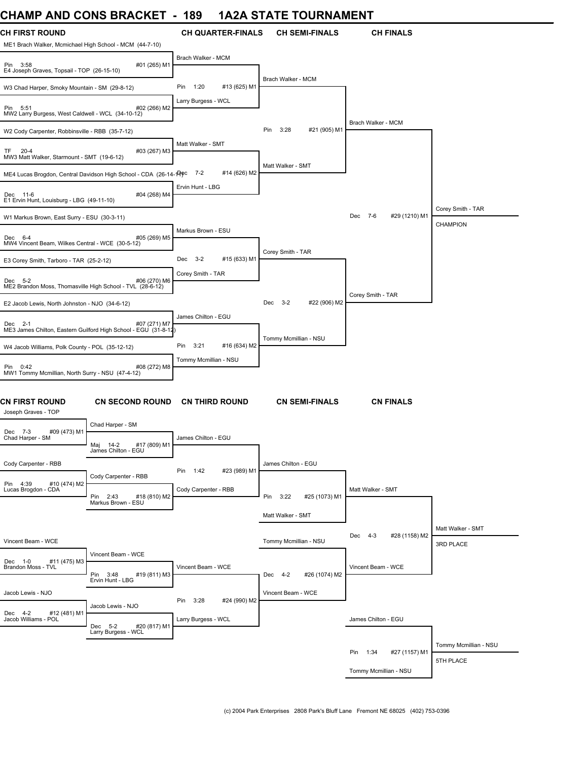# CHAMP AND CONS BRACKET - 189 1A2A STATE TOURNAMENT

## CH FIRST ROUND

| Match | Wrestler 1 | Wrestler 2 | Result |
|---|---|---|---|
| #01 (265) M1 | ME1 Brach Walker, Mcmichael High School - MCM (44-7-10) | E4 Joseph Graves, Topsail - TOP (26-15-10) | Pin 3:58 |
| #02 (266) M2 | W3 Chad Harper, Smoky Mountain - SM (29-8-12) | MW2 Larry Burgess, West Caldwell - WCL (34-10-12) | Pin 5:51 |
| #03 (267) M3 | W2 Cody Carpenter, Robbinsville - RBB (35-7-12) | MW3 Matt Walker, Starmount - SMT (19-6-12) | TF 20-4 |
| #04 (268) M4 | ME4 Lucas Brogdon, Central Davidson High School - CDA (26-14-11) | E1 Ervin Hunt, Louisburg - LBG (49-11-10) | Dec 11-6 |
| #05 (269) M5 | W1 Markus Brown, East Surry - ESU (30-3-11) | MW4 Vincent Beam, Wilkes Central - WCE (30-5-12) | Dec 6-4 |
| #06 (270) M6 | E3 Corey Smith, Tarboro - TAR (25-2-12) | ME2 Brandon Moss, Thomasville High School - TVL (28-6-12) | Dec 5-2 |
| #07 (271) M7 | E2 Jacob Lewis, North Johnston - NJO (34-6-12) | ME3 James Chilton, Eastern Guilford High School - EGU (31-8-12) | Dec 2-1 |
| #08 (272) M8 | W4 Jacob Williams, Polk County - POL (35-12-12) | MW1 Tommy Mcmillian, North Surry - NSU (47-4-12) | Pin 0:42 |

## CH QUARTER-FINALS

| Match | Wrestler 1 | Wrestler 2 | Result |
|---|---|---|---|
| #13 (625) M1 | Brach Walker - MCM | Larry Burgess - WCL | Pin 1:20 |
| #14 (626) M2 | Matt Walker - SMT | Ervin Hunt - LBG | Dec 7-2 |
| #15 (633) M1 | Markus Brown - ESU | Corey Smith - TAR | Dec 3-2 |
| #16 (634) M2 | James Chilton - EGU | Tommy Mcmillian - NSU | Pin 3:21 |

## CH SEMI-FINALS

| Match | Wrestler 1 | Wrestler 2 | Result |
|---|---|---|---|
| #21 (905) M1 | Brach Walker - MCM | Matt Walker - SMT | Pin 3:28 |
| #22 (906) M2 | Corey Smith - TAR | Tommy Mcmillian - NSU | Dec 3-2 |

## CH FINALS

| Match | Wrestler 1 | Wrestler 2 | Result |
|---|---|---|---|
| #29 (1210) M1 | Brach Walker - MCM | Corey Smith - TAR | Dec 7-6 |

Corey Smith - TAR
CHAMPION

## CN FIRST ROUND

| Match | Wrestler 1 | Wrestler 2 | Result |
|---|---|---|---|
| #09 (473) M1 | Joseph Graves - TOP | Chad Harper - SM | Dec 7-3 |
| #10 (474) M2 | Cody Carpenter - RBB | Lucas Brogdon - CDA | Pin 4:39 |
| #11 (475) M3 | Vincent Beam - WCE | Brandon Moss - TVL | Dec 1-0 |
| #12 (481) M1 | Jacob Lewis - NJO | Jacob Williams - POL | Dec 4-2 |

## CN SECOND ROUND

| Match | Wrestler 1 | Wrestler 2 | Result |
|---|---|---|---|
| #17 (809) M1 | Chad Harper - SM | James Chilton - EGU | Maj 14-2 |
| #18 (810) M2 | Cody Carpenter - RBB | Markus Brown - ESU | Pin 2:43 |
| #19 (811) M3 | Vincent Beam - WCE | Ervin Hunt - LBG | Pin 3:48 |
| #20 (817) M1 | Jacob Lewis - NJO | Larry Burgess - WCL | Dec 5-2 |

## CN THIRD ROUND

| Match | Wrestler 1 | Wrestler 2 | Result |
|---|---|---|---|
| #23 (989) M1 | James Chilton - EGU | Cody Carpenter - RBB | Pin 1:42 |
| #24 (990) M2 | Vincent Beam - WCE | Larry Burgess - WCL | Pin 3:28 |

## CN SEMI-FINALS

| Match | Wrestler 1 | Wrestler 2 | Result |
|---|---|---|---|
| #25 (1073) M1 | James Chilton - EGU | Matt Walker - SMT | Pin 3:22 |
| #26 (1074) M2 | Tommy Mcmillian - NSU | Vincent Beam - WCE | Dec 4-2 |

## CN FINALS

| Match | Wrestler 1 | Wrestler 2 | Result |
|---|---|---|---|
| #28 (1158) M2 | Matt Walker - SMT | Vincent Beam - WCE | Dec 4-3 |
| #27 (1157) M1 | James Chilton - EGU | Tommy Mcmillian - NSU | Pin 1:34 |

Matt Walker - SMT
3RD PLACE

Tommy Mcmillian - NSU
5TH PLACE

(c) 2004 Park Enterprises 2808 Park's Bluff Lane Fremont NE 68025 (402) 753-0396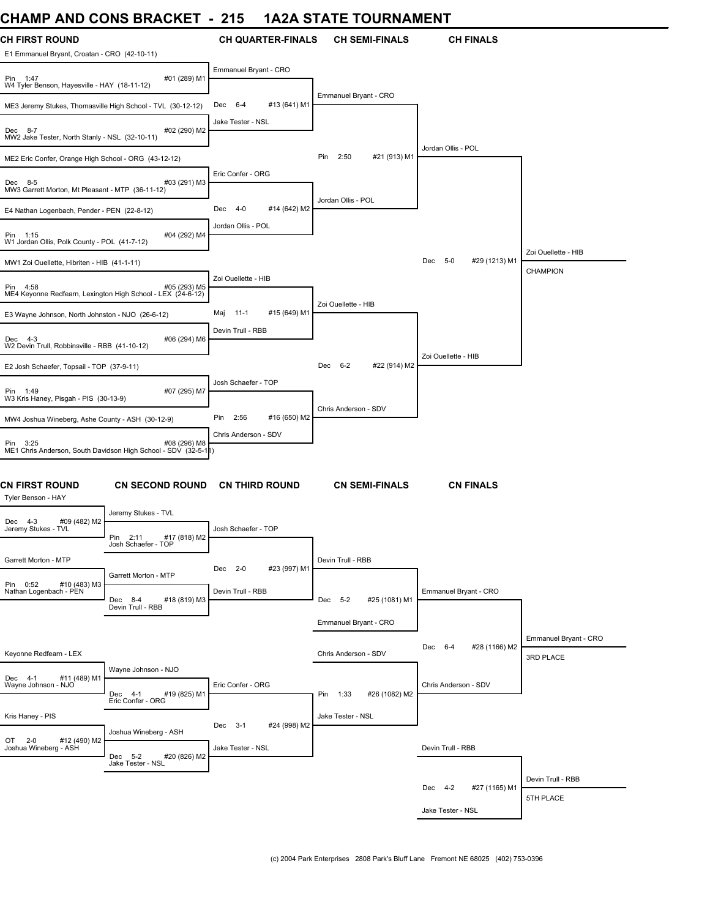# CHAMP AND CONS BRACKET - 215 1A2A STATE TOURNAMENT

## CH FIRST ROUND

| Match | Wrestler 1 | Wrestler 2 | Result | Bout |
|---|---|---|---|---|
| 1 | E1 Emmanuel Bryant, Croatan - CRO (42-10-11) | W4 Tyler Benson, Hayesville - HAY (18-11-12) | Pin 1:47 | #01 (289) M1 |
| 2 | ME3 Jeremy Stukes, Thomasville High School - TVL (30-12-12) | MW2 Jake Tester, North Stanly - NSL (32-10-11) | Dec 8-7 | #02 (290) M2 |
| 3 | ME2 Eric Confer, Orange High School - ORG (43-12-12) | MW3 Garrett Morton, Mt Pleasant - MTP (36-11-12) | Dec 8-5 | #03 (291) M3 |
| 4 | E4 Nathan Logenbach, Pender - PEN (22-8-12) | W1 Jordan Ollis, Polk County - POL (41-7-12) | Pin 1:15 | #04 (292) M4 |
| 5 | MW1 Zoi Ouellette, Hibriten - HIB (41-1-11) | ME4 Keyonne Redfearn, Lexington High School - LEX (24-6-12) | Pin 4:58 | #05 (293) M5 |
| 6 | E3 Wayne Johnson, North Johnston - NJO (26-6-12) | W2 Devin Trull, Robbinsville - RBB (41-10-12) | Dec 4-3 | #06 (294) M6 |
| 7 | E2 Josh Schaefer, Topsail - TOP (37-9-11) | W3 Kris Haney, Pisgah - PIS (30-13-9) | Pin 1:49 | #07 (295) M7 |
| 8 | MW4 Joshua Wineberg, Ashe County - ASH (30-12-9) | ME1 Chris Anderson, South Davidson High School - SDV (32-5-11) | Pin 3:25 | #08 (296) M8 |

## CH QUARTER-FINALS

| Wrestler 1 | Wrestler 2 | Result | Bout |
|---|---|---|---|
| Emmanuel Bryant - CRO | Jake Tester - NSL | Dec 6-4 | #13 (641) M1 |
| Eric Confer - ORG | Jordan Ollis - POL | Dec 4-0 | #14 (642) M2 |
| Zoi Ouellette - HIB | Devin Trull - RBB | Maj 11-1 | #15 (649) M1 |
| Josh Schaefer - TOP | Chris Anderson - SDV | Pin 2:56 | #16 (650) M2 |

## CH SEMI-FINALS

| Wrestler 1 | Wrestler 2 | Result | Bout |
|---|---|---|---|
| Emmanuel Bryant - CRO | Jordan Ollis - POL | Pin 2:50 | #21 (913) M1 |
| Zoi Ouellette - HIB | Chris Anderson - SDV | Dec 6-2 | #22 (914) M2 |

## CH FINALS

| Wrestler 1 | Wrestler 2 | Result | Bout |
|---|---|---|---|
| Jordan Ollis - POL | Zoi Ouellette - HIB | Dec 5-0 | #29 (1213) M1 |

**CHAMPION:** Zoi Ouellette - HIB

## CN FIRST ROUND

| Wrestler 1 | Wrestler 2 | Result | Bout |
|---|---|---|---|
| Tyler Benson - HAY | Jeremy Stukes - TVL | Dec 4-3 | #09 (482) M2 |
| Garrett Morton - MTP | Nathan Logenbach - PEN | Pin 0:52 | #10 (483) M3 |
| Keyonne Redfearn - LEX | Wayne Johnson - NJO | Dec 4-1 | #11 (489) M1 |
| Kris Haney - PIS | Joshua Wineberg - ASH | OT 2-0 | #12 (490) M2 |

## CN SECOND ROUND

| Wrestler 1 | Wrestler 2 | Result | Bout |
|---|---|---|---|
| Jeremy Stukes - TVL | Josh Schaefer - TOP | Pin 2:11 | #17 (818) M2 |
| Garrett Morton - MTP | Devin Trull - RBB | Dec 8-4 | #18 (819) M3 |
| Wayne Johnson - NJO | Eric Confer - ORG | Dec 4-1 | #19 (825) M1 |
| Joshua Wineberg - ASH | Jake Tester - NSL | Dec 5-2 | #20 (826) M2 |

## CN THIRD ROUND

| Wrestler 1 | Wrestler 2 | Result | Bout |
|---|---|---|---|
| Josh Schaefer - TOP | Devin Trull - RBB | Dec 2-0 | #23 (997) M1 |
| Eric Confer - ORG | Jake Tester - NSL | Dec 3-1 | #24 (998) M2 |

## CN SEMI-FINALS

| Wrestler 1 | Wrestler 2 | Result | Bout |
|---|---|---|---|
| Devin Trull - RBB | Emmanuel Bryant - CRO | Dec 5-2 | #25 (1081) M1 |
| Chris Anderson - SDV | Jake Tester - NSL | Pin 1:33 | #26 (1082) M2 |

## CN FINALS

| Wrestler 1 | Wrestler 2 | Result | Bout |
|---|---|---|---|
| Emmanuel Bryant - CRO | Chris Anderson - SDV | Dec 6-4 | #28 (1166) M2 |
| Devin Trull - RBB | Jake Tester - NSL | Dec 4-2 | #27 (1165) M1 |

**3RD PLACE:** Emmanuel Bryant - CRO

**5TH PLACE:** Devin Trull - RBB

(c) 2004 Park Enterprises 2808 Park's Bluff Lane Fremont NE 68025 (402) 753-0396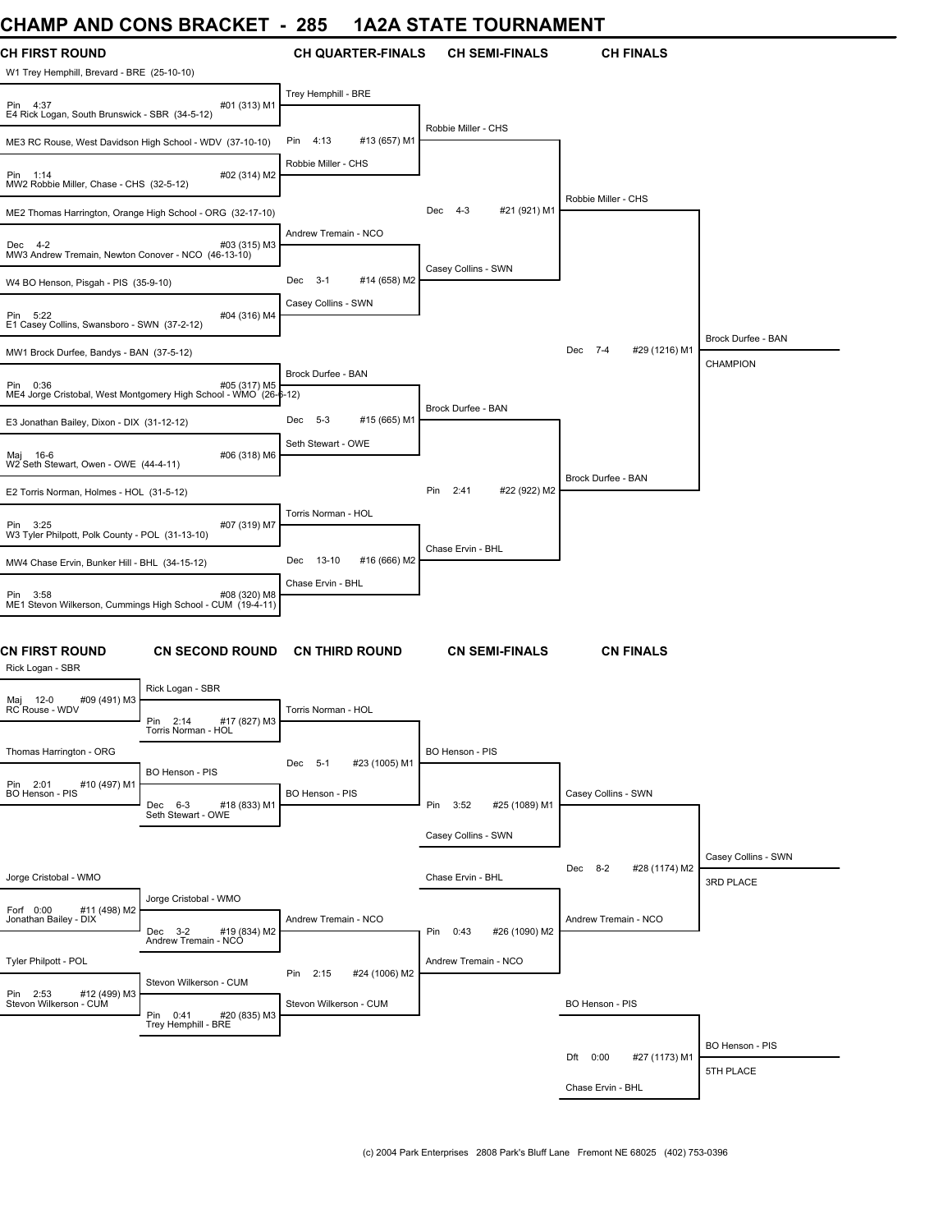# CHAMP AND CONS BRACKET - 285 1A2A STATE TOURNAMENT

## CH FIRST ROUND

W1 Trey Hemphill, Brevard - BRE (25-10-10)
Pin 4:37 #01 (313) M1
E4 Rick Logan, South Brunswick - SBR (34-5-12)

ME3 RC Rouse, West Davidson High School - WDV (37-10-10)
Pin 1:14 #02 (314) M2
MW2 Robbie Miller, Chase - CHS (32-5-12)

ME2 Thomas Harrington, Orange High School - ORG (32-17-10)
Dec 4-2 #03 (315) M3
MW3 Andrew Tremain, Newton Conover - NCO (46-13-10)

W4 BO Henson, Pisgah - PIS (35-9-10)
Pin 5:22 #04 (316) M4
E1 Casey Collins, Swansboro - SWN (37-2-12)

MW1 Brock Durfee, Bandys - BAN (37-5-12)
Pin 0:36 #05 (317) M5
ME4 Jorge Cristobal, West Montgomery High School - WMO (26-6-12)

E3 Jonathan Bailey, Dixon - DIX (31-12-12)
Maj 16-6 #06 (318) M6
W2 Seth Stewart, Owen - OWE (44-4-11)

E2 Torris Norman, Holmes - HOL (31-5-12)
Pin 3:25 #07 (319) M7
W3 Tyler Philpott, Polk County - POL (31-13-10)

MW4 Chase Ervin, Bunker Hill - BHL (34-15-12)
Pin 3:58 #08 (320) M8
ME1 Stevon Wilkerson, Cummings High School - CUM (19-4-11)

## CH QUARTER-FINALS

Trey Hemphill - BRE
Pin 4:13 #13 (657) M1
Robbie Miller - CHS

Andrew Tremain - NCO
Dec 3-1 #14 (658) M2
Casey Collins - SWN

Brock Durfee - BAN
Dec 5-3 #15 (665) M1
Seth Stewart - OWE

Torris Norman - HOL
Dec 13-10 #16 (666) M2
Chase Ervin - BHL

## CH SEMI-FINALS

Robbie Miller - CHS
Dec 4-3 #21 (921) M1
Casey Collins - SWN

Brock Durfee - BAN
Pin 2:41 #22 (922) M2
Chase Ervin - BHL

## CH FINALS

Robbie Miller - CHS
Dec 7-4 #29 (1216) M1
Brock Durfee - BAN

Brock Durfee - BAN
CHAMPION

## CN FIRST ROUND

Rick Logan - SBR
Maj 12-0 #09 (491) M3
RC Rouse - WDV

Thomas Harrington - ORG
Pin 2:01 #10 (497) M1
BO Henson - PIS

Jorge Cristobal - WMO
Forf 0:00 #11 (498) M2
Jonathan Bailey - DIX

Tyler Philpott - POL
Pin 2:53 #12 (499) M3
Stevon Wilkerson - CUM

## CN SECOND ROUND

Rick Logan - SBR
Pin 2:14 #17 (827) M3
Torris Norman - HOL

BO Henson - PIS
Dec 6-3 #18 (833) M1
Seth Stewart - OWE

Jorge Cristobal - WMO
Dec 3-2 #19 (834) M2
Andrew Tremain - NCO

Stevon Wilkerson - CUM
Pin 0:41 #20 (835) M3
Trey Hemphill - BRE

## CN THIRD ROUND

Torris Norman - HOL
Dec 5-1 #23 (1005) M1
BO Henson - PIS

Andrew Tremain - NCO
Pin 2:15 #24 (1006) M2
Stevon Wilkerson - CUM

## CN SEMI-FINALS

BO Henson - PIS
Pin 3:52 #25 (1089) M1
Casey Collins - SWN

Chase Ervin - BHL
Pin 0:43 #26 (1090) M2
Andrew Tremain - NCO

## CN FINALS

Casey Collins - SWN
Dec 8-2 #28 (1174) M2
Andrew Tremain - NCO

Casey Collins - SWN
3RD PLACE

BO Henson - PIS
Dft 0:00 #27 (1173) M1
Chase Ervin - BHL

BO Henson - PIS
5TH PLACE

(c) 2004 Park Enterprises 2808 Park's Bluff Lane Fremont NE 68025 (402) 753-0396